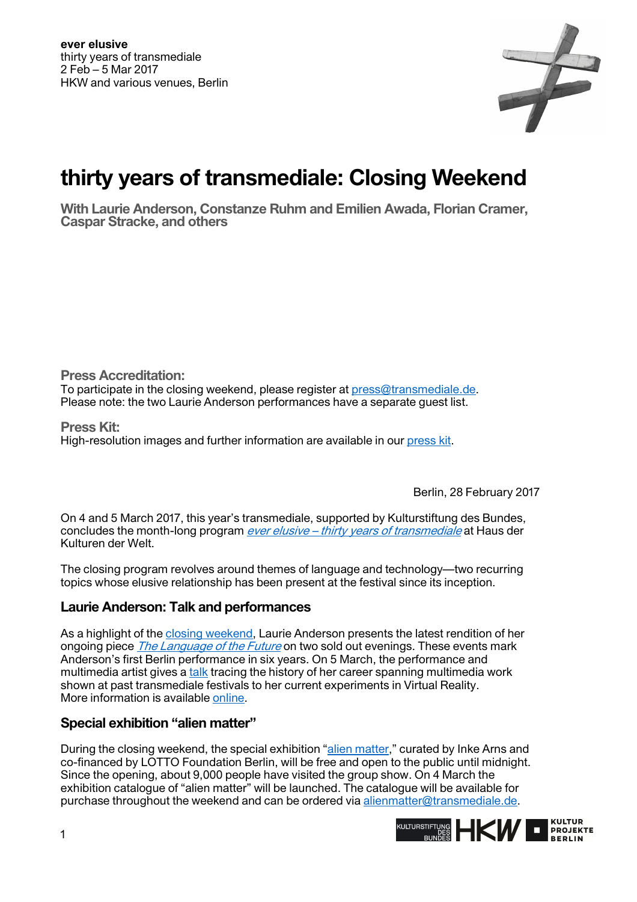**ever elusive**
thirty years of transmediale
2 Feb – 5 Mar 2017
HKW and various venues, Berlin

# thirty years of transmediale: Closing Weekend

## With Laurie Anderson, Constanze Ruhm and Emilien Awada, Florian Cramer, Caspar Stracke, and others

**Press Accreditation:**
To participate in the closing weekend, please register at press@transmediale.de.
Please note: the two Laurie Anderson performances have a separate guest list.

**Press Kit:**
High-resolution images and further information are available in our press kit.

Berlin, 28 February 2017

On 4 and 5 March 2017, this year's transmediale, supported by Kulturstiftung des Bundes, concludes the month-long program *ever elusive – thirty years of transmediale* at Haus der Kulturen der Welt.

The closing program revolves around themes of language and technology—two recurring topics whose elusive relationship has been present at the festival since its inception.

### Laurie Anderson: Talk and performances

As a highlight of the closing weekend, Laurie Anderson presents the latest rendition of her ongoing piece *The Language of the Future* on two sold out evenings. These events mark Anderson's first Berlin performance in six years. On 5 March, the performance and multimedia artist gives a talk tracing the history of her career spanning multimedia work shown at past transmediale festivals to her current experiments in Virtual Reality.
More information is available online.

### Special exhibition "alien matter"

During the closing weekend, the special exhibition "alien matter," curated by Inke Arns and co-financed by LOTTO Foundation Berlin, will be free and open to the public until midnight. Since the opening, about 9,000 people have visited the group show. On 4 March the exhibition catalogue of "alien matter" will be launched. The catalogue will be available for purchase throughout the weekend and can be ordered via alienmatter@transmediale.de.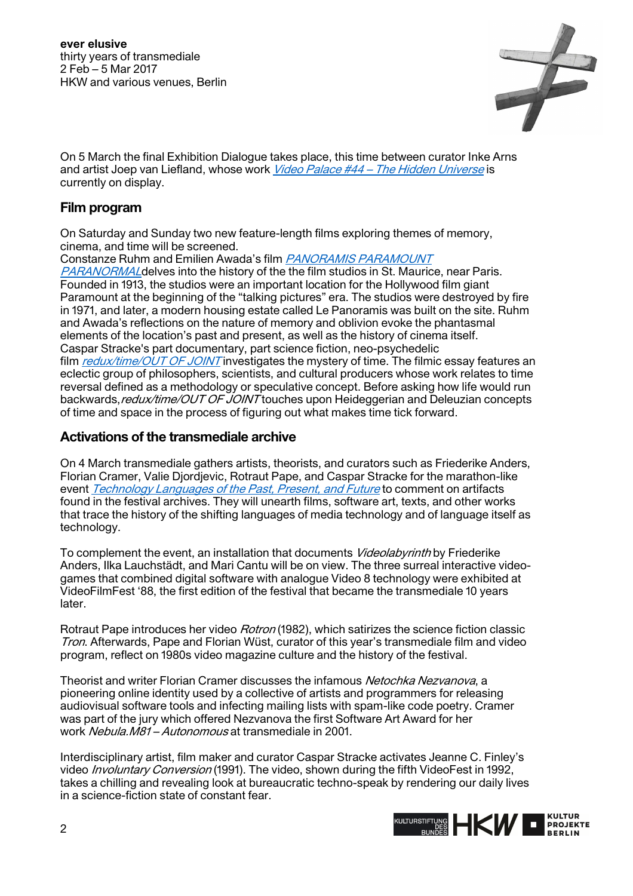On 5 March the final Exhibition Dialogue takes place, this time between curator Inke Arns and artist Joep van Liefland, whose work *Video Palace #44 – The Hidden Universe* is currently on display.

## Film program

On Saturday and Sunday two new feature-length films exploring themes of memory, cinema, and time will be screened.
Constanze Ruhm and Emilien Awada's film *PANORAMIS PARAMOUNT PARANORMAL* delves into the history of the the film studios in St. Maurice, near Paris. Founded in 1913, the studios were an important location for the Hollywood film giant Paramount at the beginning of the "talking pictures" era. The studios were destroyed by fire in 1971, and later, a modern housing estate called Le Panoramis was built on the site. Ruhm and Awada's reflections on the nature of memory and oblivion evoke the phantasmal elements of the location's past and present, as well as the history of cinema itself.
Caspar Stracke's part documentary, part science fiction, neo-psychedelic film *redux/time/OUT OF JOINT* investigates the mystery of time. The filmic essay features an eclectic group of philosophers, scientists, and cultural producers whose work relates to time reversal defined as a methodology or speculative concept. Before asking how life would run backwards, *redux/time/OUT OF JOINT* touches upon Heideggerian and Deleuzian concepts of time and space in the process of figuring out what makes time tick forward.

## Activations of the transmediale archive

On 4 March transmediale gathers artists, theorists, and curators such as Friederike Anders, Florian Cramer, Valie Djordjevic, Rotraut Pape, and Caspar Stracke for the marathon-like event *Technology Languages of the Past, Present, and Future* to comment on artifacts found in the festival archives. They will unearth films, software art, texts, and other works that trace the history of the shifting languages of media technology and of language itself as technology.

To complement the event, an installation that documents *Videolabyrinth* by Friederike Anders, Ilka Lauchstädt, and Mari Cantu will be on view. The three surreal interactive video-games that combined digital software with analogue Video 8 technology were exhibited at VideoFilmFest '88, the first edition of the festival that became the transmediale 10 years later.

Rotraut Pape introduces her video *Rotron* (1982), which satirizes the science fiction classic *Tron*. Afterwards, Pape and Florian Wüst, curator of this year's transmediale film and video program, reflect on 1980s video magazine culture and the history of the festival.

Theorist and writer Florian Cramer discusses the infamous *Netochka Nezvanova*, a pioneering online identity used by a collective of artists and programmers for releasing audiovisual software tools and infecting mailing lists with spam-like code poetry. Cramer was part of the jury which offered Nezvanova the first Software Art Award for her work *Nebula.M81 – Autonomous* at transmediale in 2001.

Interdisciplinary artist, film maker and curator Caspar Stracke activates Jeanne C. Finley's video *Involuntary Conversion* (1991). The video, shown during the fifth VideoFest in 1992, takes a chilling and revealing look at bureaucratic techno-speak by rendering our daily lives in a science-fiction state of constant fear.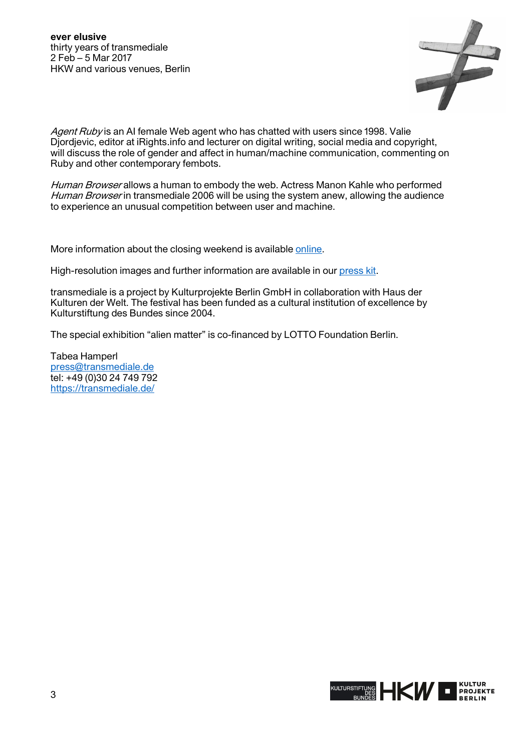*Agent Ruby* is an AI female Web agent who has chatted with users since 1998. Valie Djordjevic, editor at iRights.info and lecturer on digital writing, social media and copyright, will discuss the role of gender and affect in human/machine communication, commenting on Ruby and other contemporary fembots.

*Human Browser* allows a human to embody the web. Actress Manon Kahle who performed *Human Browser* in transmediale 2006 will be using the system anew, allowing the audience to experience an unusual competition between user and machine.

More information about the closing weekend is available [online](#).

High-resolution images and further information are available in our [press kit](#).

transmediale is a project by Kulturprojekte Berlin GmbH in collaboration with Haus der Kulturen der Welt. The festival has been funded as a cultural institution of excellence by Kulturstiftung des Bundes since 2004.

The special exhibition “alien matter” is co-financed by LOTTO Foundation Berlin.

Tabea Hamperl
press@transmediale.de
tel: +49 (0)30 24 749 792
https://transmediale.de/